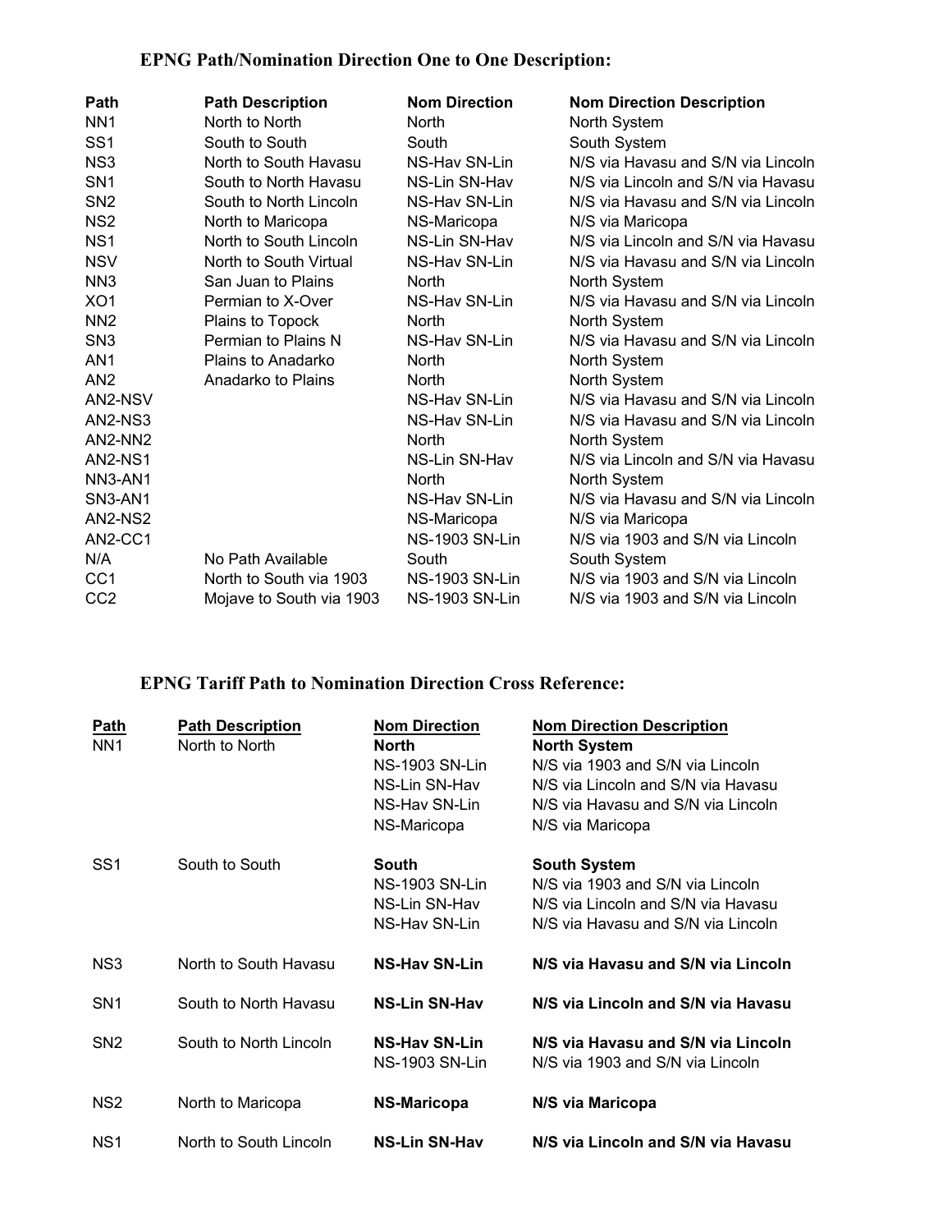## EPNG Path/Nomination Direction One to One Description:

| Path | Path Description | Nom Direction | Nom Direction Description |
|---|---|---|---|
| NN1 | North to North | North | North System |
| SS1 | South to South | South | South System |
| NS3 | North to South Havasu | NS-Hav SN-Lin | N/S via Havasu and S/N via Lincoln |
| SN1 | South to North Havasu | NS-Lin SN-Hav | N/S via Lincoln and S/N via Havasu |
| SN2 | South to North Lincoln | NS-Hav SN-Lin | N/S via Havasu and S/N via Lincoln |
| NS2 | North to Maricopa | NS-Maricopa | N/S via Maricopa |
| NS1 | North to South Lincoln | NS-Lin SN-Hav | N/S via Lincoln and S/N via Havasu |
| NSV | North to South Virtual | NS-Hav SN-Lin | N/S via Havasu and S/N via Lincoln |
| NN3 | San Juan to Plains | North | North System |
| XO1 | Permian to X-Over | NS-Hav SN-Lin | N/S via Havasu and S/N via Lincoln |
| NN2 | Plains to Topock | North | North System |
| SN3 | Permian to Plains N | NS-Hav SN-Lin | N/S via Havasu and S/N via Lincoln |
| AN1 | Plains to Anadarko | North | North System |
| AN2 | Anadarko to Plains | North | North System |
| AN2-NSV | | NS-Hav SN-Lin | N/S via Havasu and S/N via Lincoln |
| AN2-NS3 | | NS-Hav SN-Lin | N/S via Havasu and S/N via Lincoln |
| AN2-NN2 | | North | North System |
| AN2-NS1 | | NS-Lin SN-Hav | N/S via Lincoln and S/N via Havasu |
| NN3-AN1 | | North | North System |
| SN3-AN1 | | NS-Hav SN-Lin | N/S via Havasu and S/N via Lincoln |
| AN2-NS2 | | NS-Maricopa | N/S via Maricopa |
| AN2-CC1 | | NS-1903 SN-Lin | N/S via 1903 and S/N via Lincoln |
| N/A | No Path Available | South | South System |
| CC1 | North to South via 1903 | NS-1903 SN-Lin | N/S via 1903 and S/N via Lincoln |
| CC2 | Mojave to South via 1903 | NS-1903 SN-Lin | N/S via 1903 and S/N via Lincoln |

## EPNG Tariff Path to Nomination Direction Cross Reference:

| Path | Path Description | Nom Direction | Nom Direction Description |
|---|---|---|---|
| NN1 | North to North | **North** | **North System** |
| | | NS-1903 SN-Lin | N/S via 1903 and S/N via Lincoln |
| | | NS-Lin SN-Hav | N/S via Lincoln and S/N via Havasu |
| | | NS-Hav SN-Lin | N/S via Havasu and S/N via Lincoln |
| | | NS-Maricopa | N/S via Maricopa |
| SS1 | South to South | **South** | **South System** |
| | | NS-1903 SN-Lin | N/S via 1903 and S/N via Lincoln |
| | | NS-Lin SN-Hav | N/S via Lincoln and S/N via Havasu |
| | | NS-Hav SN-Lin | N/S via Havasu and S/N via Lincoln |
| NS3 | North to South Havasu | **NS-Hav SN-Lin** | **N/S via Havasu and S/N via Lincoln** |
| SN1 | South to North Havasu | **NS-Lin SN-Hav** | **N/S via Lincoln and S/N via Havasu** |
| SN2 | South to North Lincoln | **NS-Hav SN-Lin** | **N/S via Havasu and S/N via Lincoln** |
| | | NS-1903 SN-Lin | N/S via 1903 and S/N via Lincoln |
| NS2 | North to Maricopa | **NS-Maricopa** | **N/S via Maricopa** |
| NS1 | North to South Lincoln | **NS-Lin SN-Hav** | **N/S via Lincoln and S/N via Havasu** |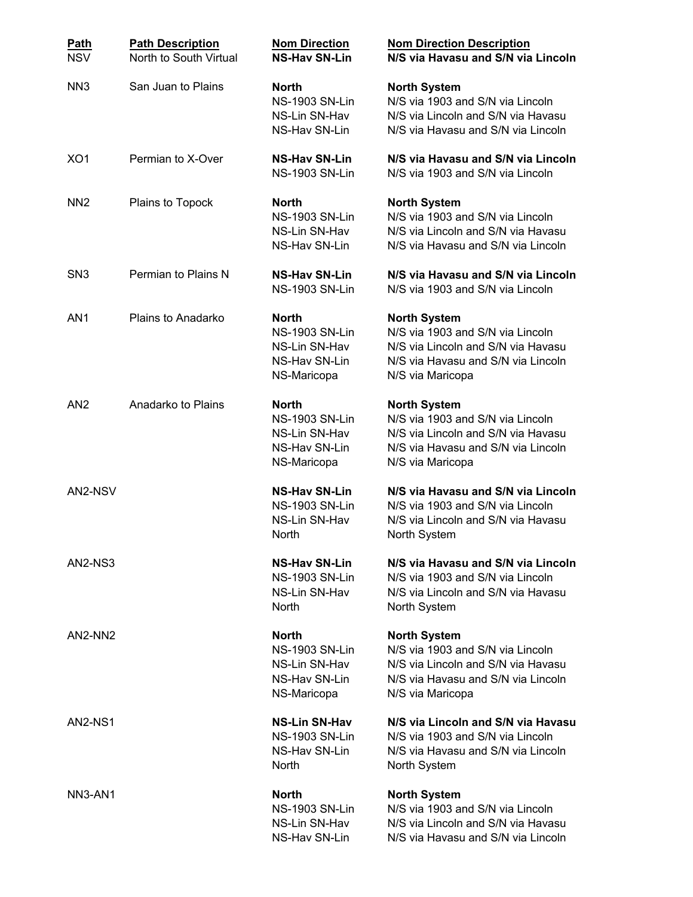| **Path** | **Path Description** | **Nom Direction** | **Nom Direction Description** |
|---|---|---|---|
| NSV | North to South Virtual | **NS-Hav SN-Lin** | **N/S via Havasu and S/N via Lincoln** |
| NN3 | San Juan to Plains | **North** | **North System** |
| | | NS-1903 SN-Lin | N/S via 1903 and S/N via Lincoln |
| | | NS-Lin SN-Hav | N/S via Lincoln and S/N via Havasu |
| | | NS-Hav SN-Lin | N/S via Havasu and S/N via Lincoln |
| XO1 | Permian to X-Over | **NS-Hav SN-Lin** | **N/S via Havasu and S/N via Lincoln** |
| | | NS-1903 SN-Lin | N/S via 1903 and S/N via Lincoln |
| NN2 | Plains to Topock | **North** | **North System** |
| | | NS-1903 SN-Lin | N/S via 1903 and S/N via Lincoln |
| | | NS-Lin SN-Hav | N/S via Lincoln and S/N via Havasu |
| | | NS-Hav SN-Lin | N/S via Havasu and S/N via Lincoln |
| SN3 | Permian to Plains N | **NS-Hav SN-Lin** | **N/S via Havasu and S/N via Lincoln** |
| | | NS-1903 SN-Lin | N/S via 1903 and S/N via Lincoln |
| AN1 | Plains to Anadarko | **North** | **North System** |
| | | NS-1903 SN-Lin | N/S via 1903 and S/N via Lincoln |
| | | NS-Lin SN-Hav | N/S via Lincoln and S/N via Havasu |
| | | NS-Hav SN-Lin | N/S via Havasu and S/N via Lincoln |
| | | NS-Maricopa | N/S via Maricopa |
| AN2 | Anadarko to Plains | **North** | **North System** |
| | | NS-1903 SN-Lin | N/S via 1903 and S/N via Lincoln |
| | | NS-Lin SN-Hav | N/S via Lincoln and S/N via Havasu |
| | | NS-Hav SN-Lin | N/S via Havasu and S/N via Lincoln |
| | | NS-Maricopa | N/S via Maricopa |
| AN2-NSV | | **NS-Hav SN-Lin** | **N/S via Havasu and S/N via Lincoln** |
| | | NS-1903 SN-Lin | N/S via 1903 and S/N via Lincoln |
| | | NS-Lin SN-Hav | N/S via Lincoln and S/N via Havasu |
| | | North | North System |
| AN2-NS3 | | **NS-Hav SN-Lin** | **N/S via Havasu and S/N via Lincoln** |
| | | NS-1903 SN-Lin | N/S via 1903 and S/N via Lincoln |
| | | NS-Lin SN-Hav | N/S via Lincoln and S/N via Havasu |
| | | North | North System |
| AN2-NN2 | | **North** | **North System** |
| | | NS-1903 SN-Lin | N/S via 1903 and S/N via Lincoln |
| | | NS-Lin SN-Hav | N/S via Lincoln and S/N via Havasu |
| | | NS-Hav SN-Lin | N/S via Havasu and S/N via Lincoln |
| | | NS-Maricopa | N/S via Maricopa |
| AN2-NS1 | | **NS-Lin SN-Hav** | **N/S via Lincoln and S/N via Havasu** |
| | | NS-1903 SN-Lin | N/S via 1903 and S/N via Lincoln |
| | | NS-Hav SN-Lin | N/S via Havasu and S/N via Lincoln |
| | | North | North System |
| NN3-AN1 | | **North** | **North System** |
| | | NS-1903 SN-Lin | N/S via 1903 and S/N via Lincoln |
| | | NS-Lin SN-Hav | N/S via Lincoln and S/N via Havasu |
| | | NS-Hav SN-Lin | N/S via Havasu and S/N via Lincoln |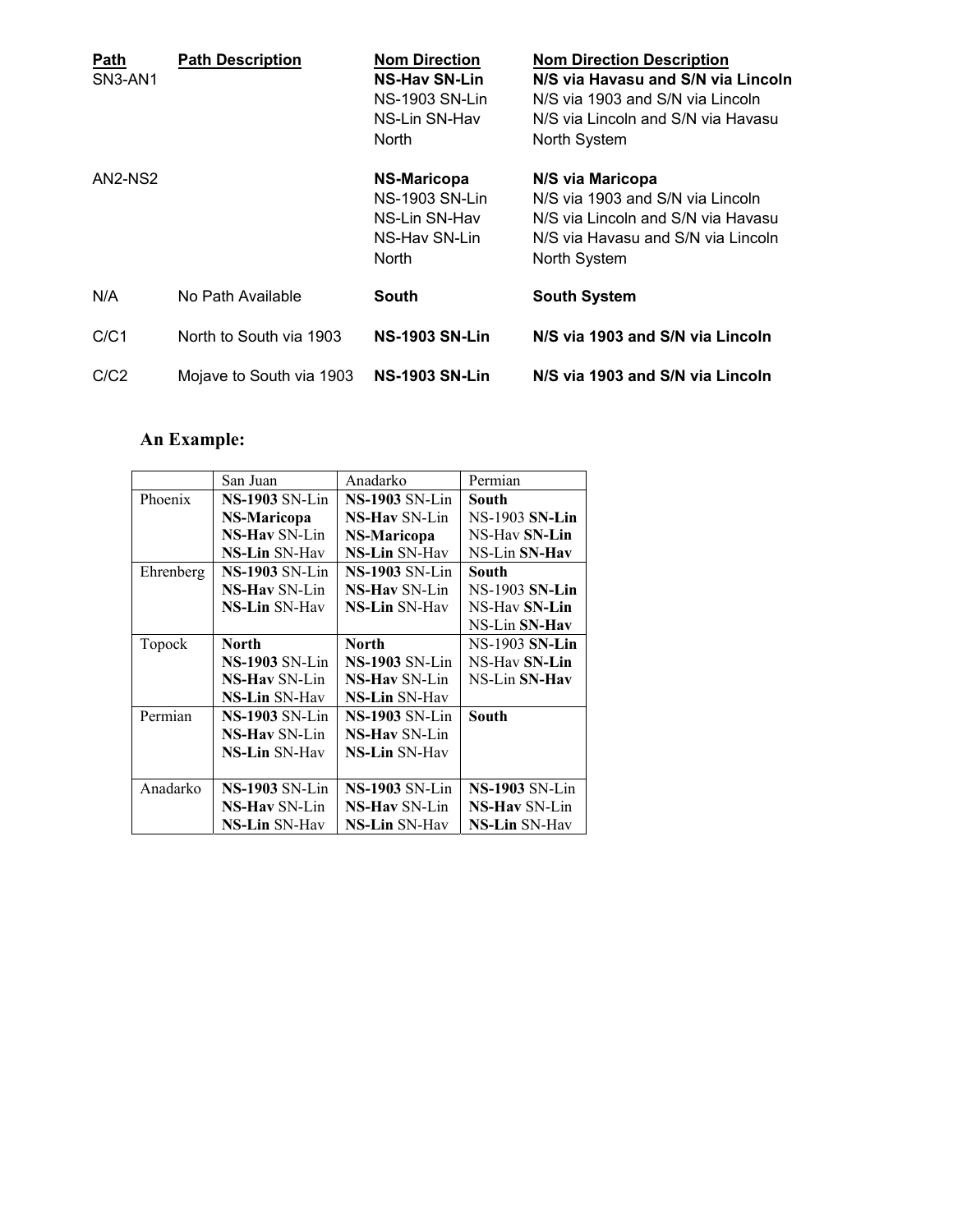| Path | Path Description | Nom Direction | Nom Direction Description |
|---|---|---|---|
| SN3-AN1 | | **NS-Hav SN-Lin**<br>NS-1903 SN-Lin<br>NS-Lin SN-Hav<br>North | **N/S via Havasu and S/N via Lincoln**<br>N/S via 1903 and S/N via Lincoln<br>N/S via Lincoln and S/N via Havasu<br>North System |
| AN2-NS2 | | **NS-Maricopa**<br>NS-1903 SN-Lin<br>NS-Lin SN-Hav<br>NS-Hav SN-Lin<br>North | **N/S via Maricopa**<br>N/S via 1903 and S/N via Lincoln<br>N/S via Lincoln and S/N via Havasu<br>N/S via Havasu and S/N via Lincoln<br>North System |
| N/A | No Path Available | **South** | **South System** |
| C/C1 | North to South via 1903 | **NS-1903 SN-Lin** | **N/S via 1903 and S/N via Lincoln** |
| C/C2 | Mojave to South via 1903 | **NS-1903 SN-Lin** | **N/S via 1903 and S/N via Lincoln** |

## An Example:

| | San Juan | Anadarko | Permian |
|---|---|---|---|
| Phoenix | **NS-1903** SN-Lin<br>**NS-Maricopa**<br>**NS-Hav** SN-Lin<br>**NS-Lin** SN-Hav | **NS-1903** SN-Lin<br>**NS-Hav** SN-Lin<br>**NS-Maricopa**<br>**NS-Lin** SN-Hav | **South**<br>NS-1903 **SN-Lin**<br>NS-Hav **SN-Lin**<br>NS-Lin **SN-Hav** |
| Ehrenberg | **NS-1903** SN-Lin<br>**NS-Hav** SN-Lin<br>**NS-Lin** SN-Hav | **NS-1903** SN-Lin<br>**NS-Hav** SN-Lin<br>**NS-Lin** SN-Hav | **South**<br>NS-1903 **SN-Lin**<br>NS-Hav **SN-Lin**<br>NS-Lin **SN-Hav** |
| Topock | **North**<br>**NS-1903** SN-Lin<br>**NS-Hav** SN-Lin<br>**NS-Lin** SN-Hav | **North**<br>**NS-1903** SN-Lin<br>**NS-Hav** SN-Lin<br>**NS-Lin** SN-Hav | NS-1903 **SN-Lin**<br>NS-Hav **SN-Lin**<br>NS-Lin **SN-Hav** |
| Permian | **NS-1903** SN-Lin<br>**NS-Hav** SN-Lin<br>**NS-Lin** SN-Hav | **NS-1903** SN-Lin<br>**NS-Hav** SN-Lin<br>**NS-Lin** SN-Hav | **South** |
| Anadarko | **NS-1903** SN-Lin<br>**NS-Hav** SN-Lin<br>**NS-Lin** SN-Hav | **NS-1903** SN-Lin<br>**NS-Hav** SN-Lin<br>**NS-Lin** SN-Hav | **NS-1903** SN-Lin<br>**NS-Hav** SN-Lin<br>**NS-Lin** SN-Hav |